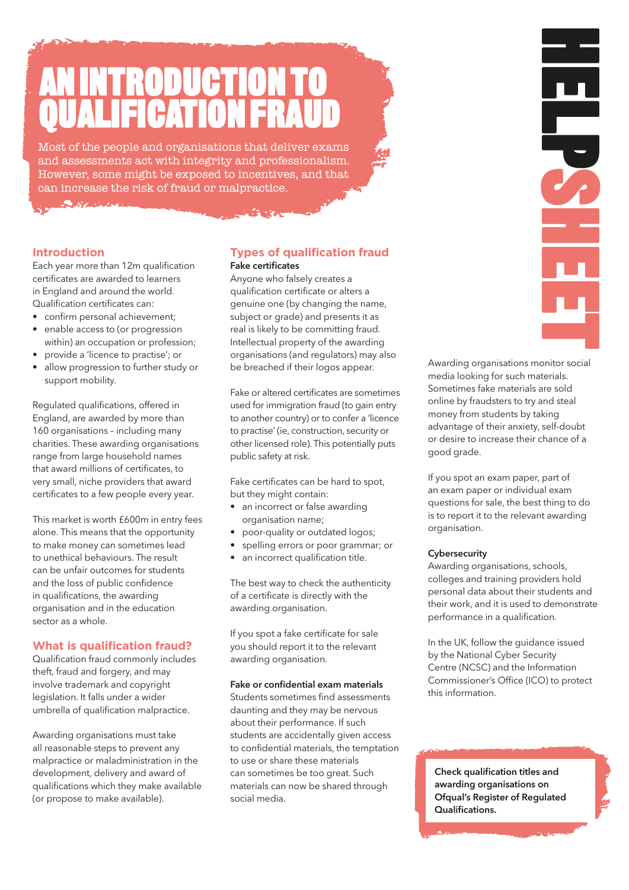# AN INTRODUCTION TO QUALIFICATION FRAUD

Most of the people and organisations that deliver exams and assessments act with integrity and professionalism. However, some might be exposed to incentives, and that can increase the risk of fraud or malpractice.

HELPSHEET

## Introduction

Each year more than 12m qualification certificates are awarded to learners in England and around the world. Qualification certificates can:

- confirm personal achievement;
- enable access to (or progression within) an occupation or profession;
- provide a 'licence to practise'; or
- allow progression to further study or support mobility.

Regulated qualifications, offered in England, are awarded by more than 160 organisations – including many charities. These awarding organisations range from large household names that award millions of certificates, to very small, niche providers that award certificates to a few people every year.

This market is worth £600m in entry fees alone. This means that the opportunity to make money can sometimes lead to unethical behaviours. The result can be unfair outcomes for students and the loss of public confidence in qualifications, the awarding organisation and in the education sector as a whole.

## What is qualification fraud?

Qualification fraud commonly includes theft, fraud and forgery, and may involve trademark and copyright legislation. It falls under a wider umbrella of qualification malpractice.

Awarding organisations must take all reasonable steps to prevent any malpractice or maladministration in the development, delivery and award of qualifications which they make available (or propose to make available).

## Types of qualification fraud

### Fake certificates

Anyone who falsely creates a qualification certificate or alters a genuine one (by changing the name, subject or grade) and presents it as real is likely to be committing fraud. Intellectual property of the awarding organisations (and regulators) may also be breached if their logos appear.

Fake or altered certificates are sometimes used for immigration fraud (to gain entry to another country) or to confer a 'licence to practise' (ie, construction, security or other licensed role). This potentially puts public safety at risk.

Fake certificates can be hard to spot, but they might contain:

- an incorrect or false awarding organisation name;
- poor-quality or outdated logos;
- spelling errors or poor grammar; or
- an incorrect qualification title.

The best way to check the authenticity of a certificate is directly with the awarding organisation.

If you spot a fake certificate for sale you should report it to the relevant awarding organisation.

### Fake or confidential exam materials

Students sometimes find assessments daunting and they may be nervous about their performance. If such students are accidentally given access to confidential materials, the temptation to use or share these materials can sometimes be too great. Such materials can now be shared through social media.

Awarding organisations monitor social media looking for such materials. Sometimes fake materials are sold online by fraudsters to try and steal money from students by taking advantage of their anxiety, self-doubt or desire to increase their chance of a good grade.

If you spot an exam paper, part of an exam paper or individual exam questions for sale, the best thing to do is to report it to the relevant awarding organisation.

### Cybersecurity

Awarding organisations, schools, colleges and training providers hold personal data about their students and their work, and it is used to demonstrate performance in a qualification.

In the UK, follow the guidance issued by the National Cyber Security Centre (NCSC) and the Information Commissioner's Office (ICO) to protect this information.

**Check qualification titles and awarding organisations on Ofqual's Register of Regulated Qualifications.**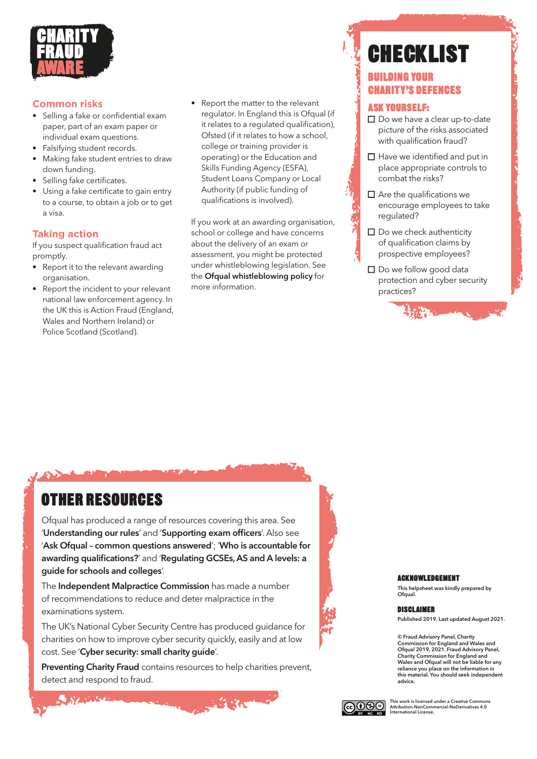**CHARITY FRAUD AWARE**

## Common risks

- Selling a fake or confidential exam paper, part of an exam paper or individual exam questions.
- Falsifying student records.
- Making fake student entries to draw down funding.
- Selling fake certificates.
- Using a fake certificate to gain entry to a course, to obtain a job or to get a visa.

## Taking action

If you suspect qualification fraud act promptly.

- Report it to the relevant awarding organisation.
- Report the incident to your relevant national law enforcement agency. In the UK this is Action Fraud (England, Wales and Northern Ireland) or Police Scotland (Scotland).
- Report the matter to the relevant regulator. In England this is Ofqual (if it relates to a regulated qualification), Ofsted (if it relates to how a school, college or training provider is operating) or the Education and Skills Funding Agency (ESFA), Student Loans Company or Local Authority (if public funding of qualifications is involved).

If you work at an awarding organisation, school or college and have concerns about the delivery of an exam or assessment, you might be protected under whistleblowing legislation. See the **Ofqual whistleblowing policy** for more information.

# CHECKLIST

## BUILDING YOUR CHARITY'S DEFENCES

### ASK YOURSELF:

- ☐ Do we have a clear up-to-date picture of the risks associated with qualification fraud?
- ☐ Have we identified and put in place appropriate controls to combat the risks?
- ☐ Are the qualifications we encourage employees to take regulated?
- ☐ Do we check authenticity of qualification claims by prospective employees?
- ☐ Do we follow good data protection and cyber security practices?

# OTHER RESOURCES

Ofqual has produced a range of resources covering this area. See '**Understanding our rules**' and '**Supporting exam officers**'. Also see '**Ask Ofqual – common questions answered**'; '**Who is accountable for awarding qualifications?**' and '**Regulating GCSEs, AS and A levels: a guide for schools and colleges**'.

The **Independent Malpractice Commission** has made a number of recommendations to reduce and deter malpractice in the examinations system.

The UK's National Cyber Security Centre has produced guidance for charities on how to improve cyber security quickly, easily and at low cost. See '**Cyber security: small charity guide**'.

**Preventing Charity Fraud** contains resources to help charities prevent, detect and respond to fraud.

### ACKNOWLEDGEMENT

This helpsheet was kindly prepared by Ofqual.

### DISCLAIMER

Published 2019. Last updated August 2021.

© Fraud Advisory Panel, Charity Commission for England and Wales and Ofqual 2019, 2021. Fraud Advisory Panel, Charity Commission for England and Wales and Ofqual will not be liable for any reliance you place on the information in this material. You should seek independent advice.

This work is licensed under a Creative Commons Attribution-NonCommercial-NoDerivatives 4.0 International License.